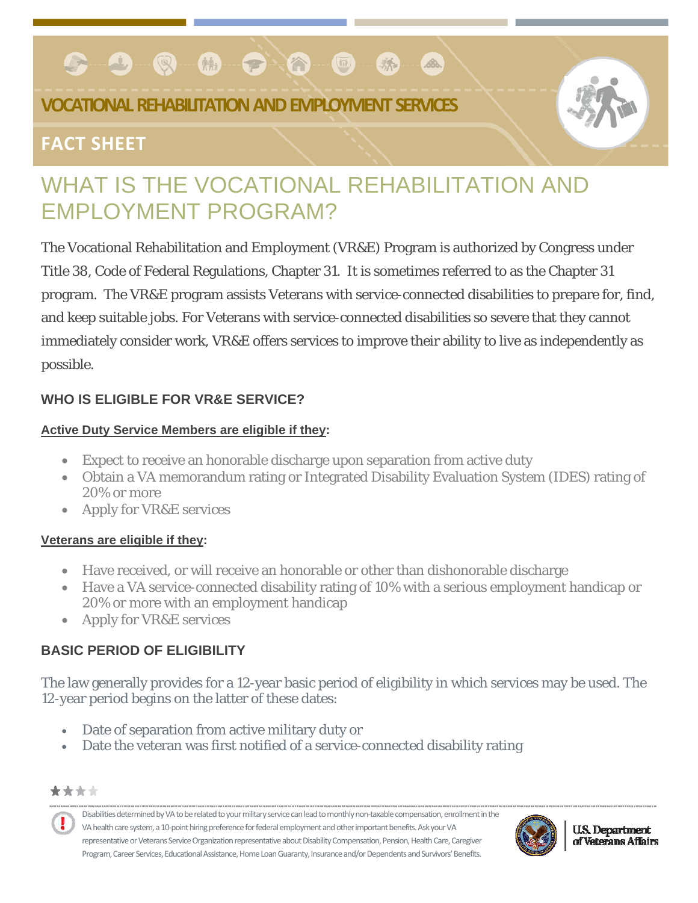# VOCATIONAL REHABILITATION AND EMPLOYMENT SERVICES

## FACT SHEET

# WHAT IS THE VOCATIONAL REHABILITATION AND EMPLOYMENT PROGRAM?

The Vocational Rehabilitation and Employment (VR&E) Program is authorized by Congress under Title 38, Code of Federal Regulations, Chapter 31. It is sometimes referred to as the Chapter 31 program. The VR&E program assists Veterans with service-connected disabilities to prepare for, find, and keep suitable jobs. For Veterans with service-connected disabilities so severe that they cannot immediately consider work, VR&E offers services to improve their ability to live as independently as possible.

### WHO IS ELIGIBLE FOR VR&E SERVICE?

**Active Duty Service Members are eligible if they:**

- Expect to receive an honorable discharge upon separation from active duty
- Obtain a VA memorandum rating or Integrated Disability Evaluation System (IDES) rating of 20% or more
- Apply for VR&E services

**Veterans are eligible if they:**

- Have received, or will receive an honorable or other than dishonorable discharge
- Have a VA service-connected disability rating of 10% with a serious employment handicap or 20% or more with an employment handicap
- Apply for VR&E services

### BASIC PERIOD OF ELIGIBILITY

The law generally provides for a 12-year basic period of eligibility in which services may be used. The 12-year period begins on the latter of these dates:

- Date of separation from active military duty or
- Date the veteran was first notified of a service-connected disability rating

Disabilities determined by VA to be related to your military service can lead to monthly non-taxable compensation, enrollment in the VA health care system, a 10-point hiring preference for federal employment and other important benefits. Ask your VA representative or Veterans Service Organization representative about Disability Compensation, Pension, Health Care, Caregiver Program, Career Services, Educational Assistance, Home Loan Guaranty, Insurance and/or Dependents and Survivors' Benefits.

U.S. Department of Veterans Affairs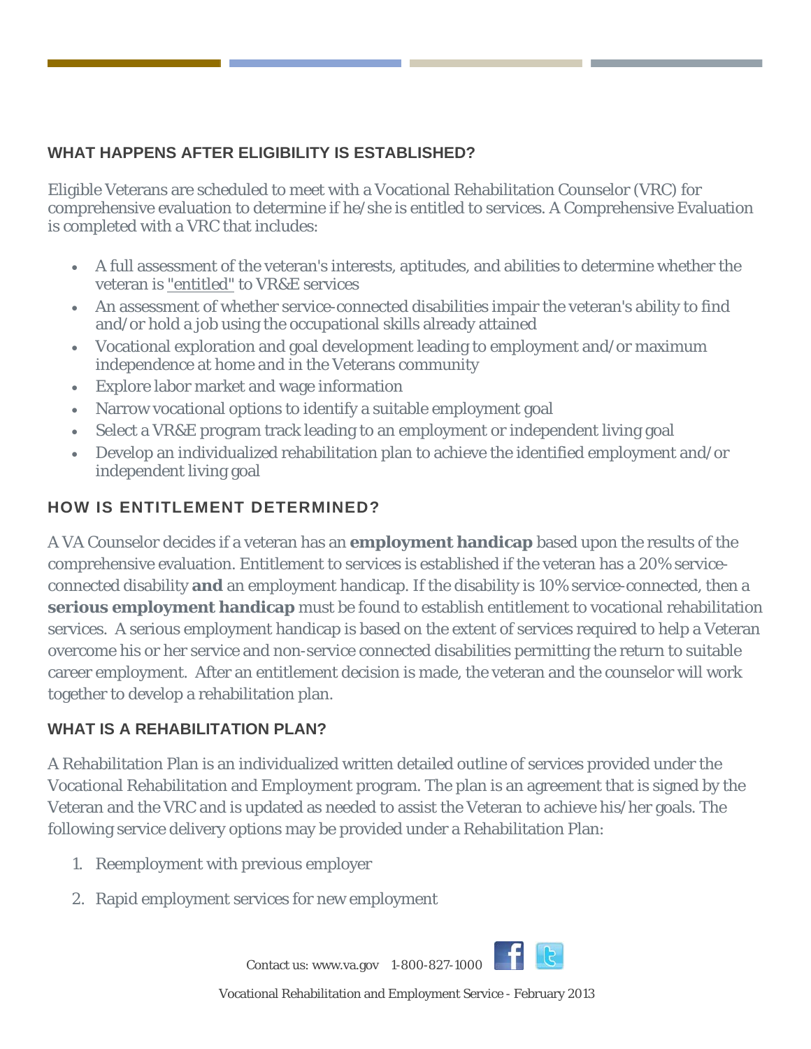## WHAT HAPPENS AFTER ELIGIBILITY IS ESTABLISHED?

Eligible Veterans are scheduled to meet with a Vocational Rehabilitation Counselor (VRC) for comprehensive evaluation to determine if he/she is entitled to services. A Comprehensive Evaluation is completed with a VRC that includes:

- A full assessment of the veteran's interests, aptitudes, and abilities to determine whether the veteran is "entitled" to VR&E services
- An assessment of whether service-connected disabilities impair the veteran's ability to find and/or hold a job using the occupational skills already attained
- Vocational exploration and goal development leading to employment and/or maximum independence at home and in the Veterans community
- Explore labor market and wage information
- Narrow vocational options to identify a suitable employment goal
- Select a VR&E program track leading to an employment or independent living goal
- Develop an individualized rehabilitation plan to achieve the identified employment and/or independent living goal

## HOW IS ENTITLEMENT DETERMINED?

A VA Counselor decides if a veteran has an **employment handicap** based upon the results of the comprehensive evaluation. Entitlement to services is established if the veteran has a 20% service-connected disability **and** an employment handicap. If the disability is 10% service-connected, then a **serious employment handicap** must be found to establish entitlement to vocational rehabilitation services. A serious employment handicap is based on the extent of services required to help a Veteran overcome his or her service and non-service connected disabilities permitting the return to suitable career employment. After an entitlement decision is made, the veteran and the counselor will work together to develop a rehabilitation plan.

## WHAT IS A REHABILITATION PLAN?

A Rehabilitation Plan is an individualized written detailed outline of services provided under the Vocational Rehabilitation and Employment program. The plan is an agreement that is signed by the Veteran and the VRC and is updated as needed to assist the Veteran to achieve his/her goals. The following service delivery options may be provided under a Rehabilitation Plan:

1. Reemployment with previous employer
2. Rapid employment services for new employment

Contact us: www.va.gov 1-800-827-1000

Vocational Rehabilitation and Employment Service - February 2013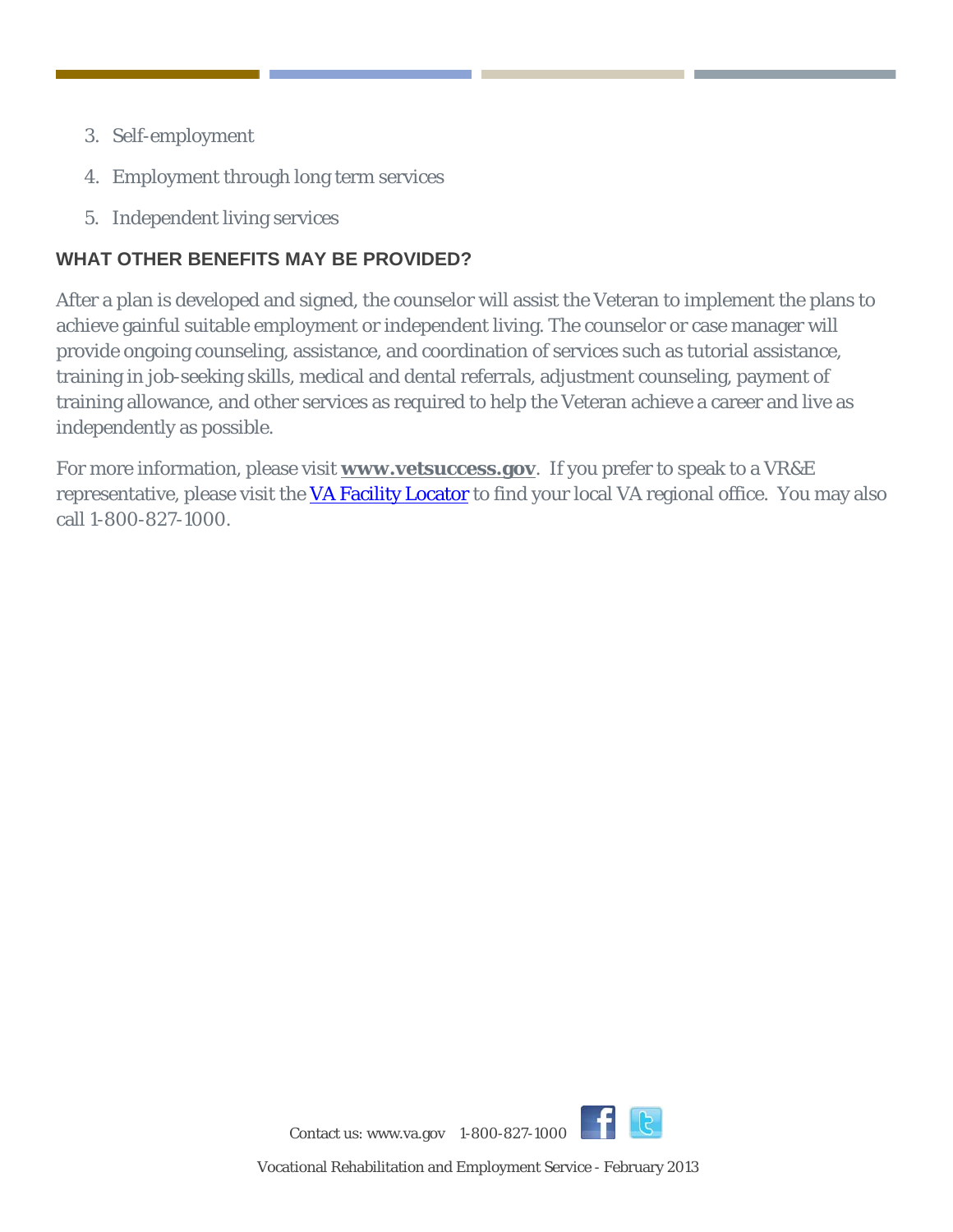3. Self-employment
4. Employment through long term services
5. Independent living services

## WHAT OTHER BENEFITS MAY BE PROVIDED?

After a plan is developed and signed, the counselor will assist the Veteran to implement the plans to achieve gainful suitable employment or independent living. The counselor or case manager will provide ongoing counseling, assistance, and coordination of services such as tutorial assistance, training in job-seeking skills, medical and dental referrals, adjustment counseling, payment of training allowance, and other services as required to help the Veteran achieve a career and live as independently as possible.

For more information, please visit **www.vetsuccess.gov**. If you prefer to speak to a VR&E representative, please visit the VA Facility Locator to find your local VA regional office. You may also call 1-800-827-1000.

Contact us: www.va.gov 1-800-827-1000

Vocational Rehabilitation and Employment Service - February 2013